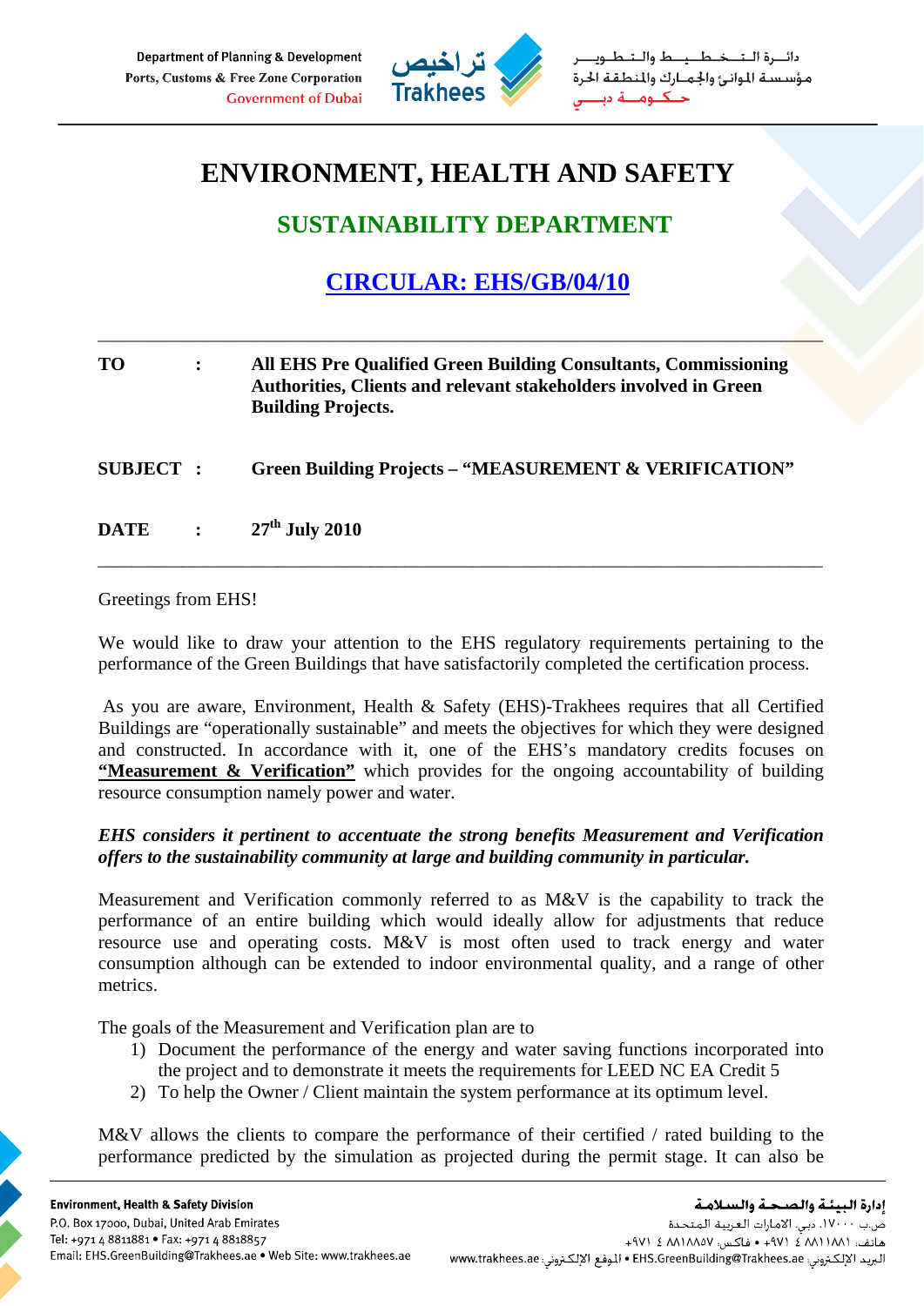Department of Planning & Development
Ports, Customs & Free Zone Corporation
Government of Dubai

تراخيص
Trakhees

دائـرة الـتـخـطـيـط والـتـطـويـر
مؤسسة الموانئ والجمارك والمنطقة الحرة
حـكـومـة دبـي

# ENVIRONMENT, HEALTH AND SAFETY

## SUSTAINABILITY DEPARTMENT

## CIRCULAR: EHS/GB/04/10

---

**TO** : **All EHS Pre Qualified Green Building Consultants, Commissioning Authorities, Clients and relevant stakeholders involved in Green Building Projects.**

**SUBJECT** : **Green Building Projects – "MEASUREMENT & VERIFICATION"**

**DATE** : **27th July 2010**

---

Greetings from EHS!

We would like to draw your attention to the EHS regulatory requirements pertaining to the performance of the Green Buildings that have satisfactorily completed the certification process.

As you are aware, Environment, Health & Safety (EHS)-Trakhees requires that all Certified Buildings are "operationally sustainable" and meets the objectives for which they were designed and constructed. In accordance with it, one of the EHS's mandatory credits focuses on **"Measurement & Verification"** which provides for the ongoing accountability of building resource consumption namely power and water.

***EHS considers it pertinent to accentuate the strong benefits Measurement and Verification offers to the sustainability community at large and building community in particular.***

Measurement and Verification commonly referred to as M&V is the capability to track the performance of an entire building which would ideally allow for adjustments that reduce resource use and operating costs. M&V is most often used to track energy and water consumption although can be extended to indoor environmental quality, and a range of other metrics.

The goals of the Measurement and Verification plan are to

1) Document the performance of the energy and water saving functions incorporated into the project and to demonstrate it meets the requirements for LEED NC EA Credit 5
2) To help the Owner / Client maintain the system performance at its optimum level.

M&V allows the clients to compare the performance of their certified / rated building to the performance predicted by the simulation as projected during the permit stage. It can also be

**Environment, Health & Safety Division**
P.O. Box 17000, Dubai, United Arab Emirates
Tel: +971 4 8811881 • Fax: +971 4 8818857
Email: EHS.GreenBuilding@Trakhees.ae • Web Site: www.trakhees.ae

**إدارة البيئة والصحة والسلامة**
ص.ب ١٧٠٠٠، دبي، الامارات العربية المتحدة
هاتف: ٨٨١١٨٨١ ٤ ٩٧١+ • فاكس: ٨٨١٨٨٥٧ ٤ ٩٧١+
البريد الإلكتروني: EHS.GreenBuilding@Trakhees.ae • الموقع الإلكتروني: www.trakhees.ae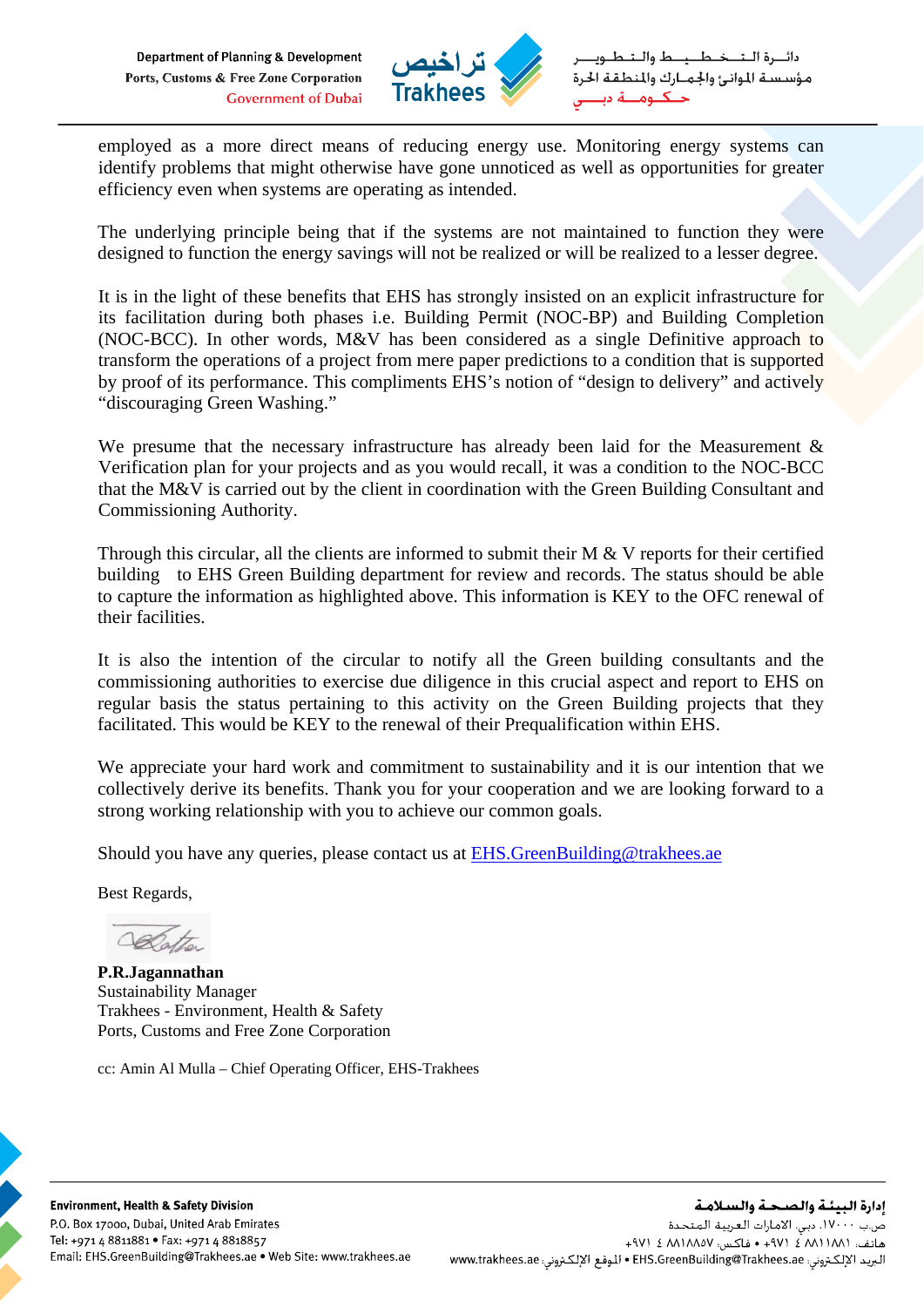employed as a more direct means of reducing energy use. Monitoring energy systems can identify problems that might otherwise have gone unnoticed as well as opportunities for greater efficiency even when systems are operating as intended.

The underlying principle being that if the systems are not maintained to function they were designed to function the energy savings will not be realized or will be realized to a lesser degree.

It is in the light of these benefits that EHS has strongly insisted on an explicit infrastructure for its facilitation during both phases i.e. Building Permit (NOC-BP) and Building Completion (NOC-BCC). In other words, M&V has been considered as a single Definitive approach to transform the operations of a project from mere paper predictions to a condition that is supported by proof of its performance. This compliments EHS's notion of "design to delivery" and actively "discouraging Green Washing."

We presume that the necessary infrastructure has already been laid for the Measurement & Verification plan for your projects and as you would recall, it was a condition to the NOC-BCC that the M&V is carried out by the client in coordination with the Green Building Consultant and Commissioning Authority.

Through this circular, all the clients are informed to submit their M & V reports for their certified building to EHS Green Building department for review and records. The status should be able to capture the information as highlighted above. This information is KEY to the OFC renewal of their facilities.

It is also the intention of the circular to notify all the Green building consultants and the commissioning authorities to exercise due diligence in this crucial aspect and report to EHS on regular basis the status pertaining to this activity on the Green Building projects that they facilitated. This would be KEY to the renewal of their Prequalification within EHS.

We appreciate your hard work and commitment to sustainability and it is our intention that we collectively derive its benefits. Thank you for your cooperation and we are looking forward to a strong working relationship with you to achieve our common goals.

Should you have any queries, please contact us at EHS.GreenBuilding@trakhees.ae

Best Regards,

**P.R.Jagannathan**
Sustainability Manager
Trakhees - Environment, Health & Safety
Ports, Customs and Free Zone Corporation

cc: Amin Al Mulla – Chief Operating Officer, EHS-Trakhees